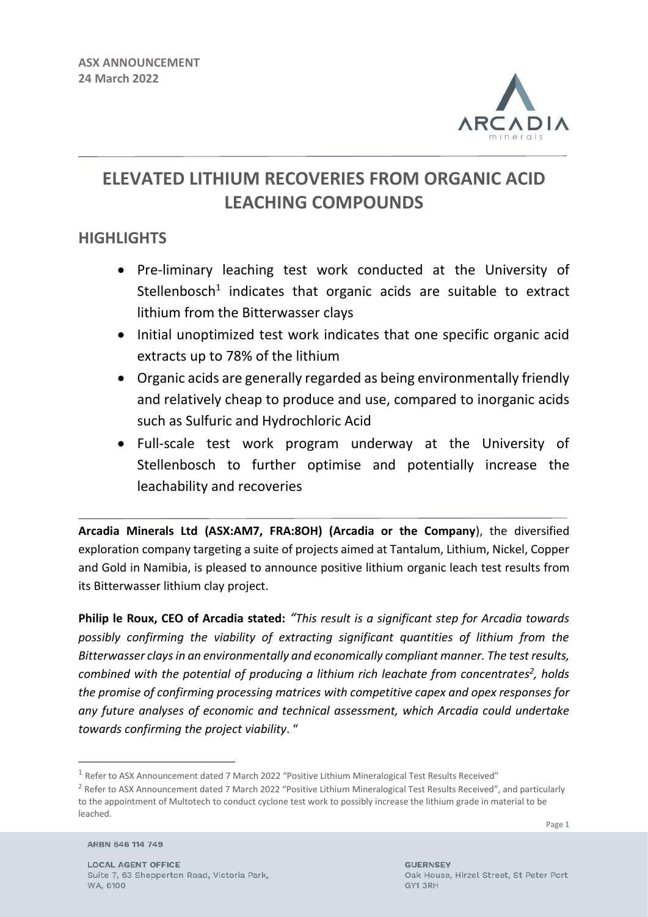**ASX ANNOUNCEMENT**
**24 March 2022**

# ELEVATED LITHIUM RECOVERIES FROM ORGANIC ACID LEACHING COMPOUNDS

## HIGHLIGHTS

- Pre-liminary leaching test work conducted at the University of Stellenbosch[1] indicates that organic acids are suitable to extract lithium from the Bitterwasser clays
- Initial unoptimized test work indicates that one specific organic acid extracts up to 78% of the lithium
- Organic acids are generally regarded as being environmentally friendly and relatively cheap to produce and use, compared to inorganic acids such as Sulfuric and Hydrochloric Acid
- Full-scale test work program underway at the University of Stellenbosch to further optimise and potentially increase the leachability and recoveries

**Arcadia Minerals Ltd (ASX:AM7, FRA:8OH) (Arcadia or the Company**), the diversified exploration company targeting a suite of projects aimed at Tantalum, Lithium, Nickel, Copper and Gold in Namibia, is pleased to announce positive lithium organic leach test results from its Bitterwasser lithium clay project.

**Philip le Roux, CEO of Arcadia stated:** *"This result is a significant step for Arcadia towards possibly confirming the viability of extracting significant quantities of lithium from the Bitterwasser clays in an environmentally and economically compliant manner. The test results, combined with the potential of producing a lithium rich leachate from concentrates[2], holds the promise of confirming processing matrices with competitive capex and opex responses for any future analyses of economic and technical assessment, which Arcadia could undertake towards confirming the project viability*. "

[1] Refer to ASX Announcement dated 7 March 2022 "Positive Lithium Mineralogical Test Results Received"

[2] Refer to ASX Announcement dated 7 March 2022 "Positive Lithium Mineralogical Test Results Received", and particularly to the appointment of Multotech to conduct cyclone test work to possibly increase the lithium grade in material to be leached.

ARBN 646 114 749

LOCAL AGENT OFFICE
Suite 7, 63 Shepperton Road, Victoria Park, WA, 6100

GUERNSEY
Oak House, Hirzel Street, St Peter Port GY1 3RH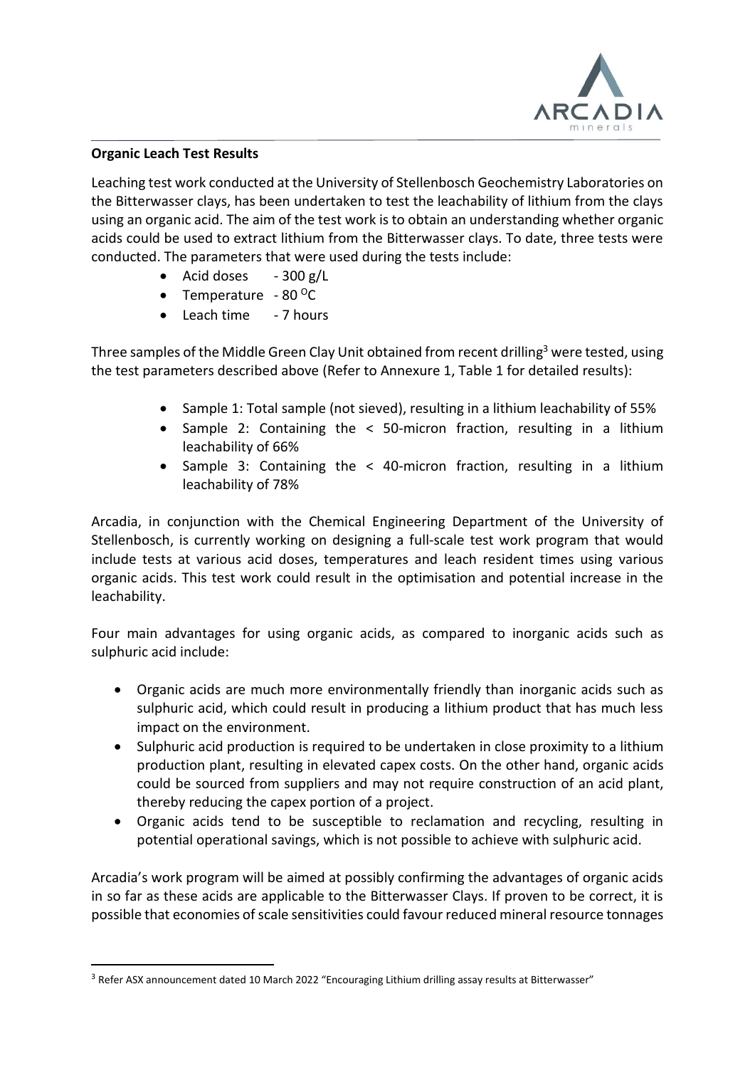**Organic Leach Test Results**

Leaching test work conducted at the University of Stellenbosch Geochemistry Laboratories on the Bitterwasser clays, has been undertaken to test the leachability of lithium from the clays using an organic acid. The aim of the test work is to obtain an understanding whether organic acids could be used to extract lithium from the Bitterwasser clays. To date, three tests were conducted. The parameters that were used during the tests include:

- Acid doses - 300 g/L
- Temperature - 80 $^{O}$C
- Leach time - 7 hours

Three samples of the Middle Green Clay Unit obtained from recent drilling[3] were tested, using the test parameters described above (Refer to Annexure 1, Table 1 for detailed results):

- Sample 1: Total sample (not sieved), resulting in a lithium leachability of 55%
- Sample 2: Containing the < 50-micron fraction, resulting in a lithium leachability of 66%
- Sample 3: Containing the < 40-micron fraction, resulting in a lithium leachability of 78%

Arcadia, in conjunction with the Chemical Engineering Department of the University of Stellenbosch, is currently working on designing a full-scale test work program that would include tests at various acid doses, temperatures and leach resident times using various organic acids. This test work could result in the optimisation and potential increase in the leachability.

Four main advantages for using organic acids, as compared to inorganic acids such as sulphuric acid include:

- Organic acids are much more environmentally friendly than inorganic acids such as sulphuric acid, which could result in producing a lithium product that has much less impact on the environment.
- Sulphuric acid production is required to be undertaken in close proximity to a lithium production plant, resulting in elevated capex costs. On the other hand, organic acids could be sourced from suppliers and may not require construction of an acid plant, thereby reducing the capex portion of a project.
- Organic acids tend to be susceptible to reclamation and recycling, resulting in potential operational savings, which is not possible to achieve with sulphuric acid.

Arcadia's work program will be aimed at possibly confirming the advantages of organic acids in so far as these acids are applicable to the Bitterwasser Clays. If proven to be correct, it is possible that economies of scale sensitivities could favour reduced mineral resource tonnages

[3] Refer ASX announcement dated 10 March 2022 "Encouraging Lithium drilling assay results at Bitterwasser"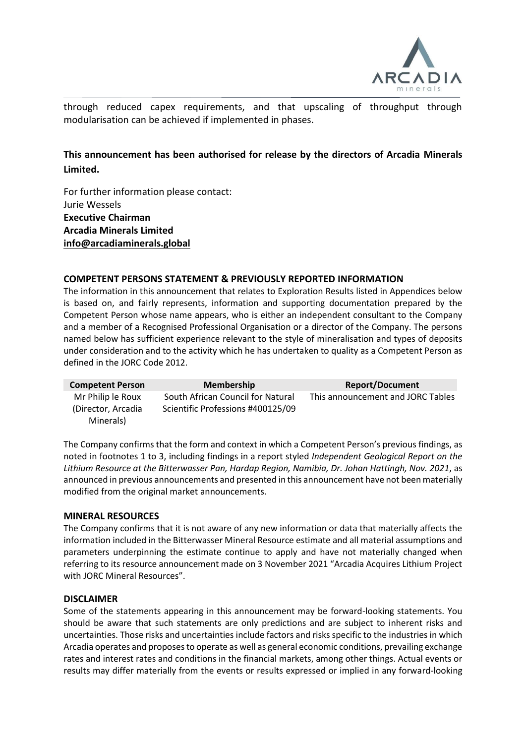through reduced capex requirements, and that upscaling of throughput through modularisation can be achieved if implemented in phases.

**This announcement has been authorised for release by the directors of Arcadia Minerals Limited.**

For further information please contact:
Jurie Wessels
**Executive Chairman**
**Arcadia Minerals Limited**
**info@arcadiaminerals.global**

## COMPETENT PERSONS STATEMENT & PREVIOUSLY REPORTED INFORMATION

The information in this announcement that relates to Exploration Results listed in Appendices below is based on, and fairly represents, information and supporting documentation prepared by the Competent Person whose name appears, who is either an independent consultant to the Company and a member of a Recognised Professional Organisation or a director of the Company. The persons named below has sufficient experience relevant to the style of mineralisation and types of deposits under consideration and to the activity which he has undertaken to quality as a Competent Person as defined in the JORC Code 2012.

| Competent Person | Membership | Report/Document |
| --- | --- | --- |
| Mr Philip le Roux (Director, Arcadia Minerals) | South African Council for Natural Scientific Professions #400125/09 | This announcement and JORC Tables |

The Company confirms that the form and context in which a Competent Person's previous findings, as noted in footnotes 1 to 3, including findings in a report styled *Independent Geological Report on the Lithium Resource at the Bitterwasser Pan, Hardap Region, Namibia, Dr. Johan Hattingh, Nov. 2021*, as announced in previous announcements and presented in this announcement have not been materially modified from the original market announcements.

## MINERAL RESOURCES

The Company confirms that it is not aware of any new information or data that materially affects the information included in the Bitterwasser Mineral Resource estimate and all material assumptions and parameters underpinning the estimate continue to apply and have not materially changed when referring to its resource announcement made on 3 November 2021 "Arcadia Acquires Lithium Project with JORC Mineral Resources".

## DISCLAIMER

Some of the statements appearing in this announcement may be forward-looking statements. You should be aware that such statements are only predictions and are subject to inherent risks and uncertainties. Those risks and uncertainties include factors and risks specific to the industries in which Arcadia operates and proposes to operate as well as general economic conditions, prevailing exchange rates and interest rates and conditions in the financial markets, among other things. Actual events or results may differ materially from the events or results expressed or implied in any forward-looking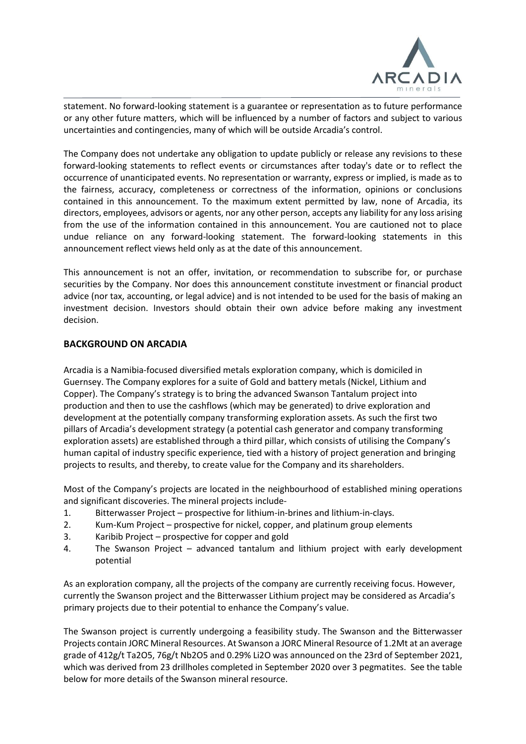statement. No forward-looking statement is a guarantee or representation as to future performance or any other future matters, which will be influenced by a number of factors and subject to various uncertainties and contingencies, many of which will be outside Arcadia's control.

The Company does not undertake any obligation to update publicly or release any revisions to these forward-looking statements to reflect events or circumstances after today's date or to reflect the occurrence of unanticipated events. No representation or warranty, express or implied, is made as to the fairness, accuracy, completeness or correctness of the information, opinions or conclusions contained in this announcement. To the maximum extent permitted by law, none of Arcadia, its directors, employees, advisors or agents, nor any other person, accepts any liability for any loss arising from the use of the information contained in this announcement. You are cautioned not to place undue reliance on any forward-looking statement. The forward-looking statements in this announcement reflect views held only as at the date of this announcement.

This announcement is not an offer, invitation, or recommendation to subscribe for, or purchase securities by the Company. Nor does this announcement constitute investment or financial product advice (nor tax, accounting, or legal advice) and is not intended to be used for the basis of making an investment decision. Investors should obtain their own advice before making any investment decision.

## BACKGROUND ON ARCADIA

Arcadia is a Namibia-focused diversified metals exploration company, which is domiciled in Guernsey. The Company explores for a suite of Gold and battery metals (Nickel, Lithium and Copper). The Company's strategy is to bring the advanced Swanson Tantalum project into production and then to use the cashflows (which may be generated) to drive exploration and development at the potentially company transforming exploration assets. As such the first two pillars of Arcadia's development strategy (a potential cash generator and company transforming exploration assets) are established through a third pillar, which consists of utilising the Company's human capital of industry specific experience, tied with a history of project generation and bringing projects to results, and thereby, to create value for the Company and its shareholders.

Most of the Company's projects are located in the neighbourhood of established mining operations and significant discoveries. The mineral projects include-

1. Bitterwasser Project – prospective for lithium-in-brines and lithium-in-clays.
2. Kum-Kum Project – prospective for nickel, copper, and platinum group elements
3. Karibib Project – prospective for copper and gold
4. The Swanson Project – advanced tantalum and lithium project with early development potential

As an exploration company, all the projects of the company are currently receiving focus. However, currently the Swanson project and the Bitterwasser Lithium project may be considered as Arcadia's primary projects due to their potential to enhance the Company's value.

The Swanson project is currently undergoing a feasibility study. The Swanson and the Bitterwasser Projects contain JORC Mineral Resources. At Swanson a JORC Mineral Resource of 1.2Mt at an average grade of 412g/t $Ta_2O_5$, 76g/t $Nb_2O_5$ and 0.29% $Li_2O$ was announced on the 23rd of September 2021, which was derived from 23 drillholes completed in September 2020 over 3 pegmatites. See the table below for more details of the Swanson mineral resource.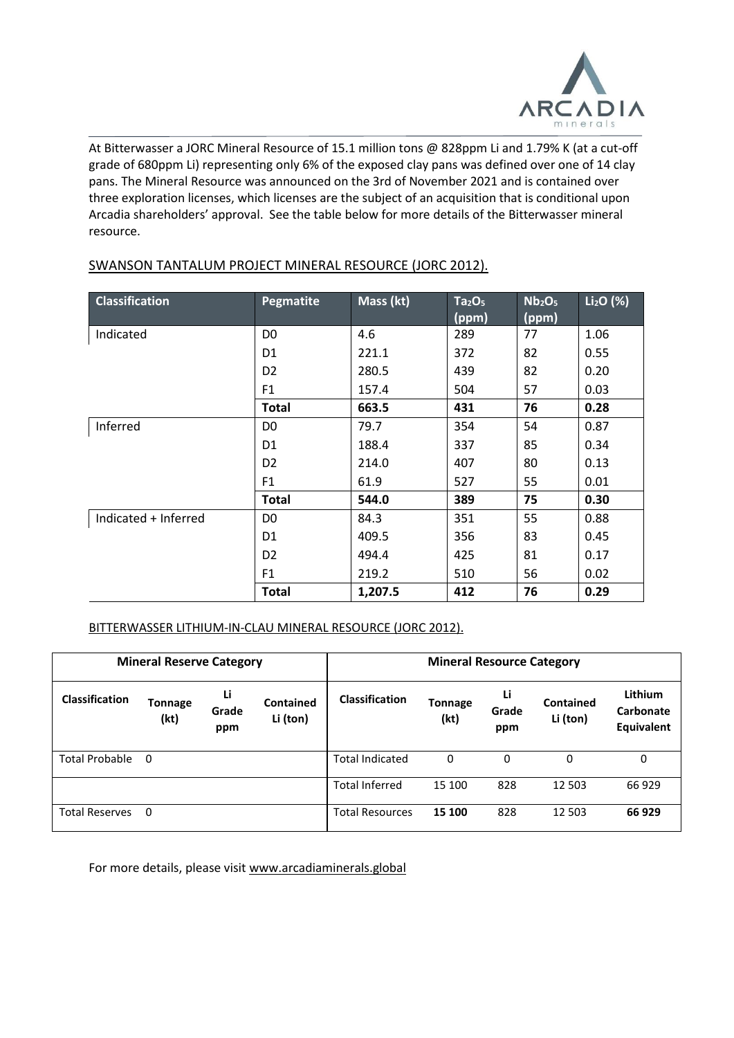At Bitterwasser a JORC Mineral Resource of 15.1 million tons @ 828ppm Li and 1.79% K (at a cut-off grade of 680ppm Li) representing only 6% of the exposed clay pans was defined over one of 14 clay pans. The Mineral Resource was announced on the 3rd of November 2021 and is contained over three exploration licenses, which licenses are the subject of an acquisition that is conditional upon Arcadia shareholders' approval. See the table below for more details of the Bitterwasser mineral resource.

SWANSON TANTALUM PROJECT MINERAL RESOURCE (JORC 2012).

| Classification | Pegmatite | Mass (kt) | $Ta_2O_5$ (ppm) | $Nb_2O_5$ (ppm) | $Li_2O$ (%) |
|---|---|---|---|---|---|
| Indicated | D0 | 4.6 | 289 | 77 | 1.06 |
| | D1 | 221.1 | 372 | 82 | 0.55 |
| | D2 | 280.5 | 439 | 82 | 0.20 |
| | F1 | 157.4 | 504 | 57 | 0.03 |
| | **Total** | **663.5** | **431** | **76** | **0.28** |
| Inferred | D0 | 79.7 | 354 | 54 | 0.87 |
| | D1 | 188.4 | 337 | 85 | 0.34 |
| | D2 | 214.0 | 407 | 80 | 0.13 |
| | F1 | 61.9 | 527 | 55 | 0.01 |
| | **Total** | **544.0** | **389** | **75** | **0.30** |
| Indicated + Inferred | D0 | 84.3 | 351 | 55 | 0.88 |
| | D1 | 409.5 | 356 | 83 | 0.45 |
| | D2 | 494.4 | 425 | 81 | 0.17 |
| | F1 | 219.2 | 510 | 56 | 0.02 |
| | **Total** | **1,207.5** | **412** | **76** | **0.29** |

BITTERWASSER LITHIUM-IN-CLAU MINERAL RESOURCE (JORC 2012).

| Mineral Reserve Category | | | | Mineral Resource Category | | | | |
|---|---|---|---|---|---|---|---|---|
| Classification | Tonnage (kt) | Li Grade ppm | Contained Li (ton) | Classification | Tonnage (kt) | Li Grade ppm | Contained Li (ton) | Lithium Carbonate Equivalent |
| Total Probable | 0 | | | Total Indicated | 0 | 0 | 0 | 0 |
| | | | | Total Inferred | 15 100 | 828 | 12 503 | 66 929 |
| Total Reserves | 0 | | | Total Resources | **15 100** | 828 | 12 503 | **66 929** |

For more details, please visit www.arcadiaminerals.global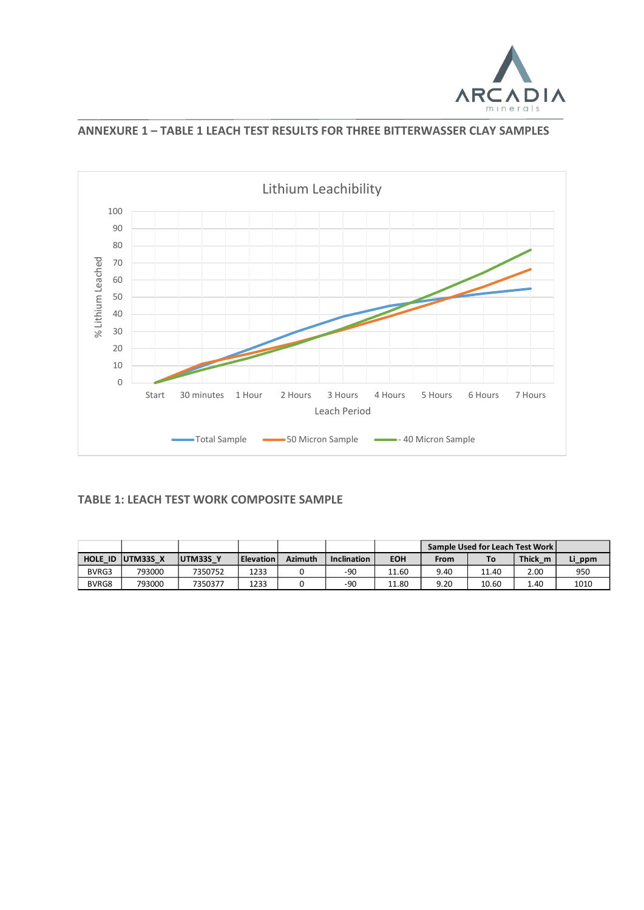## ANNEXURE 1 – TABLE 1 LEACH TEST RESULTS FOR THREE BITTERWASSER CLAY SAMPLES

Lithium Leachibility

% Lithium Leached

Leach Period: Start, 30 minutes, 1 Hour, 2 Hours, 3 Hours, 4 Hours, 5 Hours, 6 Hours, 7 Hours

Total Sample, 50 Micron Sample, - 40 Micron Sample

### TABLE 1: LEACH TEST WORK COMPOSITE SAMPLE

| | | | | | | | Sample Used for Leach Test Work | | | |
|---|---|---|---|---|---|---|---|---|---|---|
| HOLE_ID | UTM33S_X | UTM33S_Y | Elevation | Azimuth | Inclination | EOH | From | To | Thick_m | Li_ppm |
| BVRG3 | 793000 | 7350752 | 1233 | 0 | -90 | 11.60 | 9.40 | 11.40 | 2.00 | 950 |
| BVRG8 | 793000 | 7350377 | 1233 | 0 | -90 | 11.80 | 9.20 | 10.60 | 1.40 | 1010 |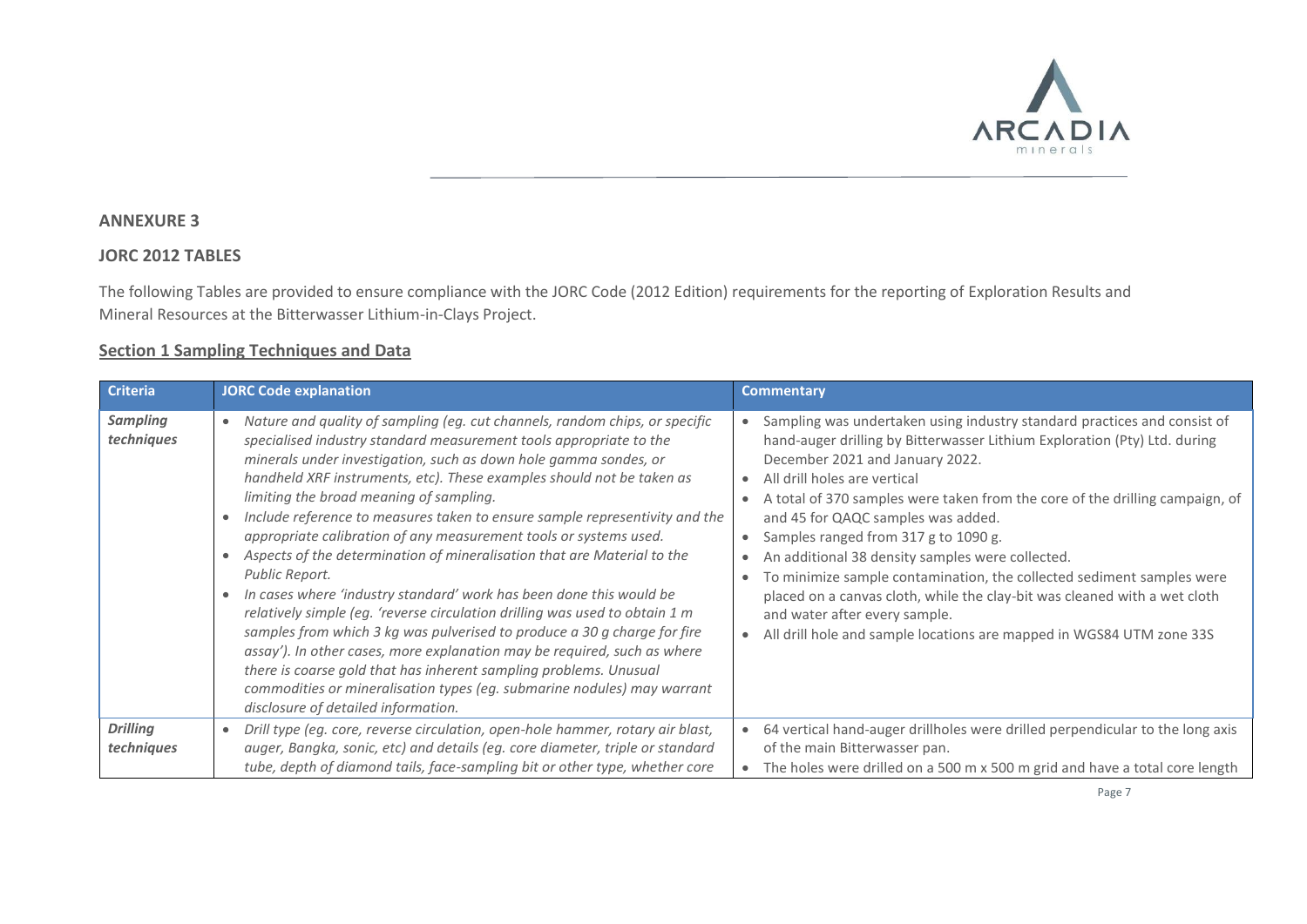## ANNEXURE 3

## JORC 2012 TABLES

The following Tables are provided to ensure compliance with the JORC Code (2012 Edition) requirements for the reporting of Exploration Results and Mineral Resources at the Bitterwasser Lithium-in-Clays Project.

### Section 1 Sampling Techniques and Data

| Criteria | JORC Code explanation | Commentary |
|---|---|---|
| ***Sampling techniques*** | • *Nature and quality of sampling (eg. cut channels, random chips, or specific specialised industry standard measurement tools appropriate to the minerals under investigation, such as down hole gamma sondes, or handheld XRF instruments, etc). These examples should not be taken as limiting the broad meaning of sampling.*<br>• *Include reference to measures taken to ensure sample representivity and the appropriate calibration of any measurement tools or systems used.*<br>• *Aspects of the determination of mineralisation that are Material to the Public Report.*<br>• *In cases where 'industry standard' work has been done this would be relatively simple (eg. 'reverse circulation drilling was used to obtain 1 m samples from which 3 kg was pulverised to produce a 30 g charge for fire assay'). In other cases, more explanation may be required, such as where there is coarse gold that has inherent sampling problems. Unusual commodities or mineralisation types (eg. submarine nodules) may warrant disclosure of detailed information.* | • Sampling was undertaken using industry standard practices and consist of hand-auger drilling by Bitterwasser Lithium Exploration (Pty) Ltd. during December 2021 and January 2022.<br>• All drill holes are vertical<br>• A total of 370 samples were taken from the core of the drilling campaign, of and 45 for QAQC samples was added.<br>• Samples ranged from 317 g to 1090 g.<br>• An additional 38 density samples were collected.<br>• To minimize sample contamination, the collected sediment samples were placed on a canvas cloth, while the clay-bit was cleaned with a wet cloth and water after every sample.<br>• All drill hole and sample locations are mapped in WGS84 UTM zone 33S |
| ***Drilling techniques*** | • *Drill type (eg. core, reverse circulation, open-hole hammer, rotary air blast, auger, Bangka, sonic, etc) and details (eg. core diameter, triple or standard tube, depth of diamond tails, face-sampling bit or other type, whether core* | • 64 vertical hand-auger drillholes were drilled perpendicular to the long axis of the main Bitterwasser pan.<br>• The holes were drilled on a 500 m x 500 m grid and have a total core length |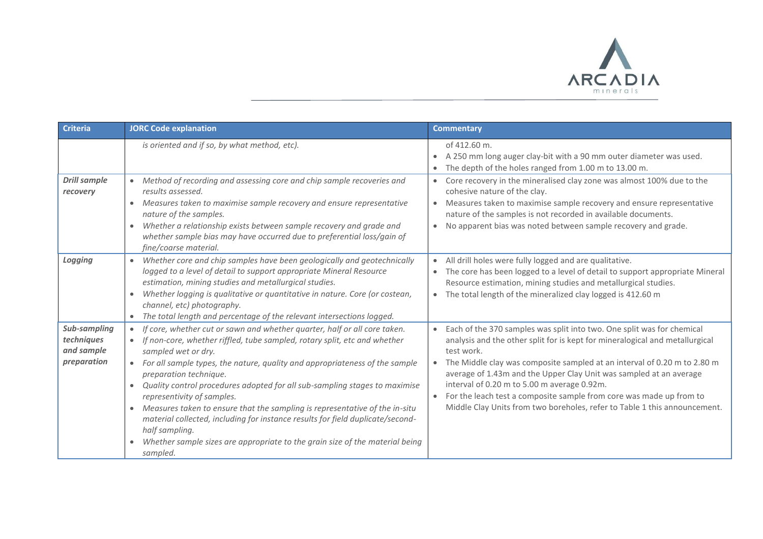| Criteria | JORC Code explanation | Commentary |
|---|---|---|
| | *is oriented and if so, by what method, etc).* | of 412.60 m.<br>• A 250 mm long auger clay-bit with a 90 mm outer diameter was used.<br>• The depth of the holes ranged from 1.00 m to 13.00 m. |
| ***Drill sample recovery*** | • *Method of recording and assessing core and chip sample recoveries and results assessed.*<br>• *Measures taken to maximise sample recovery and ensure representative nature of the samples.*<br>• *Whether a relationship exists between sample recovery and grade and whether sample bias may have occurred due to preferential loss/gain of fine/coarse material.* | • Core recovery in the mineralised clay zone was almost 100% due to the cohesive nature of the clay.<br>• Measures taken to maximise sample recovery and ensure representative nature of the samples is not recorded in available documents.<br>• No apparent bias was noted between sample recovery and grade. |
| ***Logging*** | • *Whether core and chip samples have been geologically and geotechnically logged to a level of detail to support appropriate Mineral Resource estimation, mining studies and metallurgical studies.*<br>• *Whether logging is qualitative or quantitative in nature. Core (or costean, channel, etc) photography.*<br>• *The total length and percentage of the relevant intersections logged.* | • All drill holes were fully logged and are qualitative.<br>• The core has been logged to a level of detail to support appropriate Mineral Resource estimation, mining studies and metallurgical studies.<br>• The total length of the mineralized clay logged is 412.60 m |
| ***Sub-sampling techniques and sample preparation*** | • *If core, whether cut or sawn and whether quarter, half or all core taken.*<br>• *If non-core, whether riffled, tube sampled, rotary split, etc and whether sampled wet or dry.*<br>• *For all sample types, the nature, quality and appropriateness of the sample preparation technique.*<br>• *Quality control procedures adopted for all sub-sampling stages to maximise representivity of samples.*<br>• *Measures taken to ensure that the sampling is representative of the in-situ material collected, including for instance results for field duplicate/second-half sampling.*<br>• *Whether sample sizes are appropriate to the grain size of the material being sampled.* | • Each of the 370 samples was split into two. One split was for chemical analysis and the other split for is kept for mineralogical and metallurgical test work.<br>• The Middle clay was composite sampled at an interval of 0.20 m to 2.80 m average of 1.43m and the Upper Clay Unit was sampled at an average interval of 0.20 m to 5.00 m average 0.92m.<br>• For the leach test a composite sample from core was made up from to Middle Clay Units from two boreholes, refer to Table 1 this announcement. |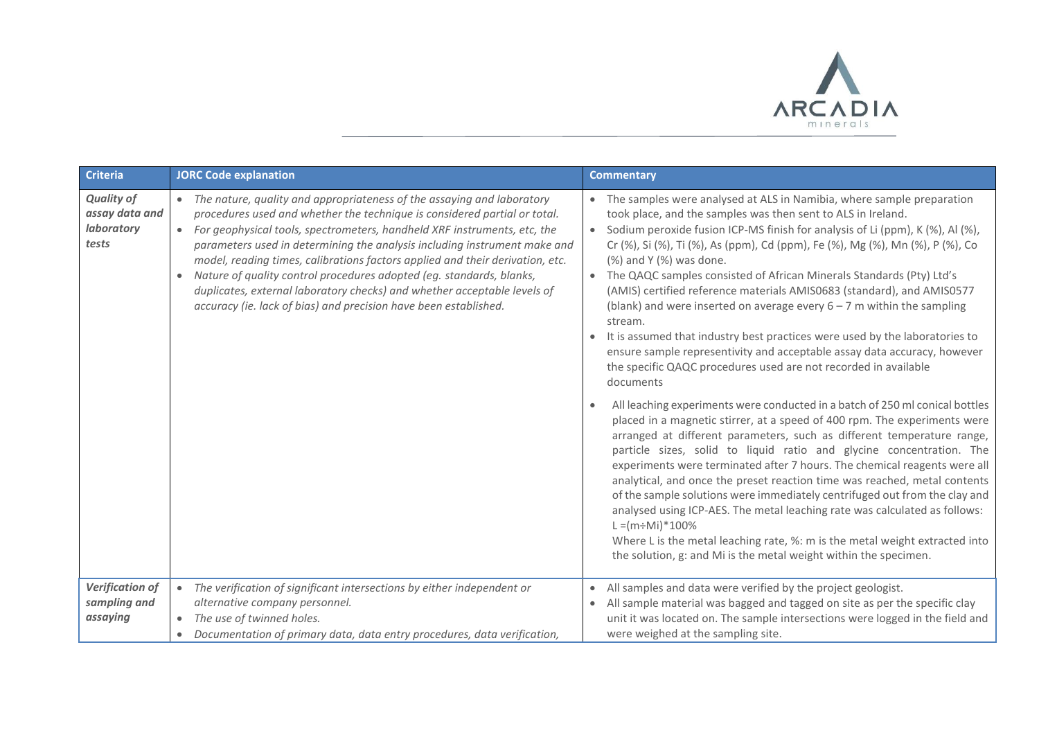| Criteria | JORC Code explanation | Commentary |
|---|---|---|
| ***Quality of assay data and laboratory tests*** | • *The nature, quality and appropriateness of the assaying and laboratory procedures used and whether the technique is considered partial or total.*<br>• *For geophysical tools, spectrometers, handheld XRF instruments, etc, the parameters used in determining the analysis including instrument make and model, reading times, calibrations factors applied and their derivation, etc.*<br>• *Nature of quality control procedures adopted (eg. standards, blanks, duplicates, external laboratory checks) and whether acceptable levels of accuracy (ie. lack of bias) and precision have been established.* | • The samples were analysed at ALS in Namibia, where sample preparation took place, and the samples was then sent to ALS in Ireland.<br>• Sodium peroxide fusion ICP-MS finish for analysis of Li (ppm), K (%), Al (%), Cr (%), Si (%), Ti (%), As (ppm), Cd (ppm), Fe (%), Mg (%), Mn (%), P (%), Co (%) and Y (%) was done.<br>• The QAQC samples consisted of African Minerals Standards (Pty) Ltd's (AMIS) certified reference materials AMIS0683 (standard), and AMIS0577 (blank) and were inserted on average every 6 – 7 m within the sampling stream.<br>• It is assumed that industry best practices were used by the laboratories to ensure sample representivity and acceptable assay data accuracy, however the specific QAQC procedures used are not recorded in available documents<br>• All leaching experiments were conducted in a batch of 250 ml conical bottles placed in a magnetic stirrer, at a speed of 400 rpm. The experiments were arranged at different parameters, such as different temperature range, particle sizes, solid to liquid ratio and glycine concentration. The experiments were terminated after 7 hours. The chemical reagents were all analytical, and once the preset reaction time was reached, metal contents of the sample solutions were immediately centrifuged out from the clay and analysed using ICP-AES. The metal leaching rate was calculated as follows: $L = (m \div Mi) * 100\%$<br>Where L is the metal leaching rate, %: m is the metal weight extracted into the solution, g: and Mi is the metal weight within the specimen. |
| ***Verification of sampling and assaying*** | • *The verification of significant intersections by either independent or alternative company personnel.*<br>• *The use of twinned holes.*<br>• *Documentation of primary data, data entry procedures, data verification,* | • All samples and data were verified by the project geologist.<br>• All sample material was bagged and tagged on site as per the specific clay unit it was located on. The sample intersections were logged in the field and were weighed at the sampling site. |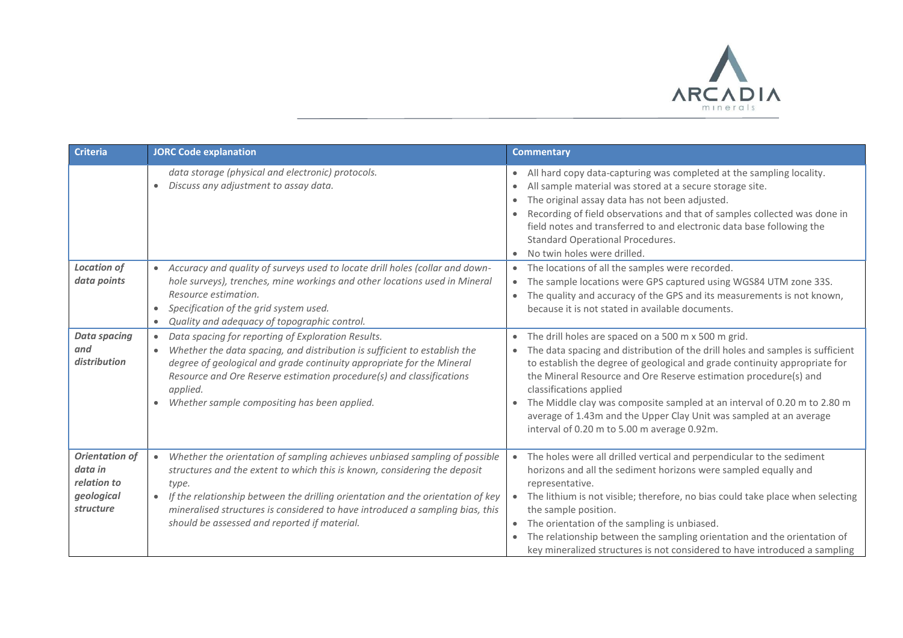| Criteria | JORC Code explanation | Commentary |
| --- | --- | --- |
| | *data storage (physical and electronic) protocols.*<br>• *Discuss any adjustment to assay data.* | • All hard copy data-capturing was completed at the sampling locality.<br>• All sample material was stored at a secure storage site.<br>• The original assay data has not been adjusted.<br>• Recording of field observations and that of samples collected was done in field notes and transferred to and electronic data base following the Standard Operational Procedures.<br>• No twin holes were drilled. |
| ***Location of data points*** | • *Accuracy and quality of surveys used to locate drill holes (collar and down-hole surveys), trenches, mine workings and other locations used in Mineral Resource estimation.*<br>• *Specification of the grid system used.*<br>• *Quality and adequacy of topographic control.* | • The locations of all the samples were recorded.<br>• The sample locations were GPS captured using WGS84 UTM zone 33S.<br>• The quality and accuracy of the GPS and its measurements is not known, because it is not stated in available documents. |
| ***Data spacing and distribution*** | • *Data spacing for reporting of Exploration Results.*<br>• *Whether the data spacing, and distribution is sufficient to establish the degree of geological and grade continuity appropriate for the Mineral Resource and Ore Reserve estimation procedure(s) and classifications applied.*<br>• *Whether sample compositing has been applied.* | • The drill holes are spaced on a 500 m x 500 m grid.<br>• The data spacing and distribution of the drill holes and samples is sufficient to establish the degree of geological and grade continuity appropriate for the Mineral Resource and Ore Reserve estimation procedure(s) and classifications applied<br>• The Middle clay was composite sampled at an interval of 0.20 m to 2.80 m average of 1.43m and the Upper Clay Unit was sampled at an average interval of 0.20 m to 5.00 m average 0.92m. |
| ***Orientation of data in relation to geological structure*** | • *Whether the orientation of sampling achieves unbiased sampling of possible structures and the extent to which this is known, considering the deposit type.*<br>• *If the relationship between the drilling orientation and the orientation of key mineralised structures is considered to have introduced a sampling bias, this should be assessed and reported if material.* | • The holes were all drilled vertical and perpendicular to the sediment horizons and all the sediment horizons were sampled equally and representative.<br>• The lithium is not visible; therefore, no bias could take place when selecting the sample position.<br>• The orientation of the sampling is unbiased.<br>• The relationship between the sampling orientation and the orientation of key mineralized structures is not considered to have introduced a sampling |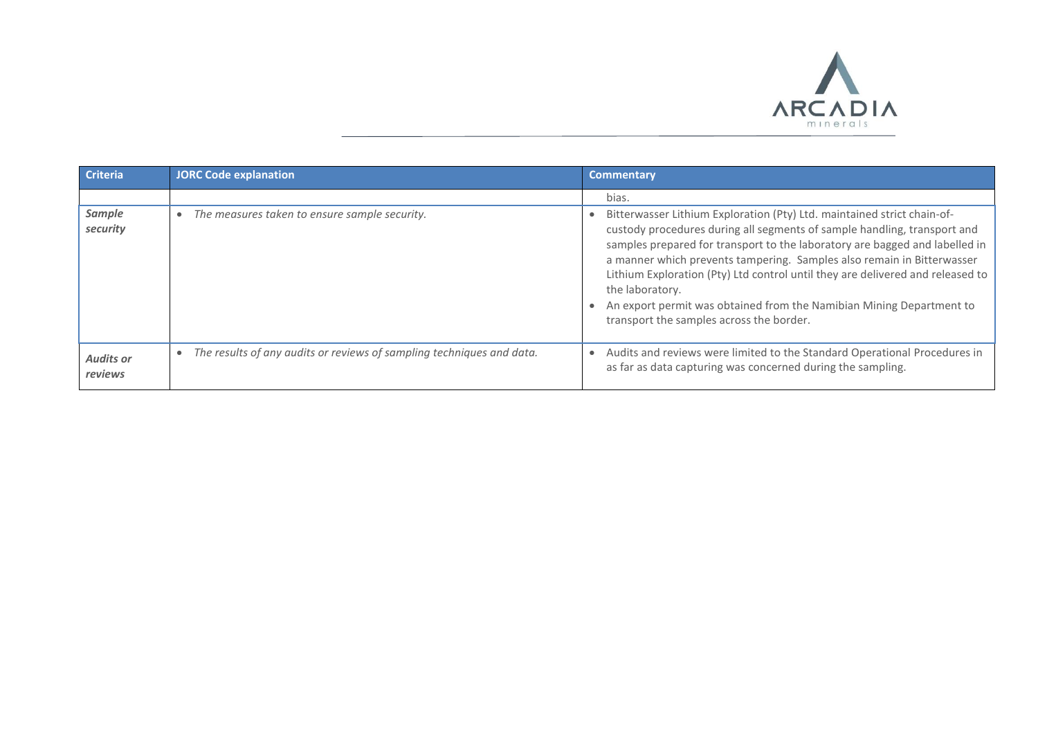| Criteria | JORC Code explanation | Commentary |
|---|---|---|
| | | bias. |
| ***Sample security*** | • *The measures taken to ensure sample security.* | • Bitterwasser Lithium Exploration (Pty) Ltd. maintained strict chain-of-custody procedures during all segments of sample handling, transport and samples prepared for transport to the laboratory are bagged and labelled in a manner which prevents tampering. Samples also remain in Bitterwasser Lithium Exploration (Pty) Ltd control until they are delivered and released to the laboratory.<br>• An export permit was obtained from the Namibian Mining Department to transport the samples across the border. |
| ***Audits or reviews*** | • *The results of any audits or reviews of sampling techniques and data.* | • Audits and reviews were limited to the Standard Operational Procedures in as far as data capturing was concerned during the sampling. |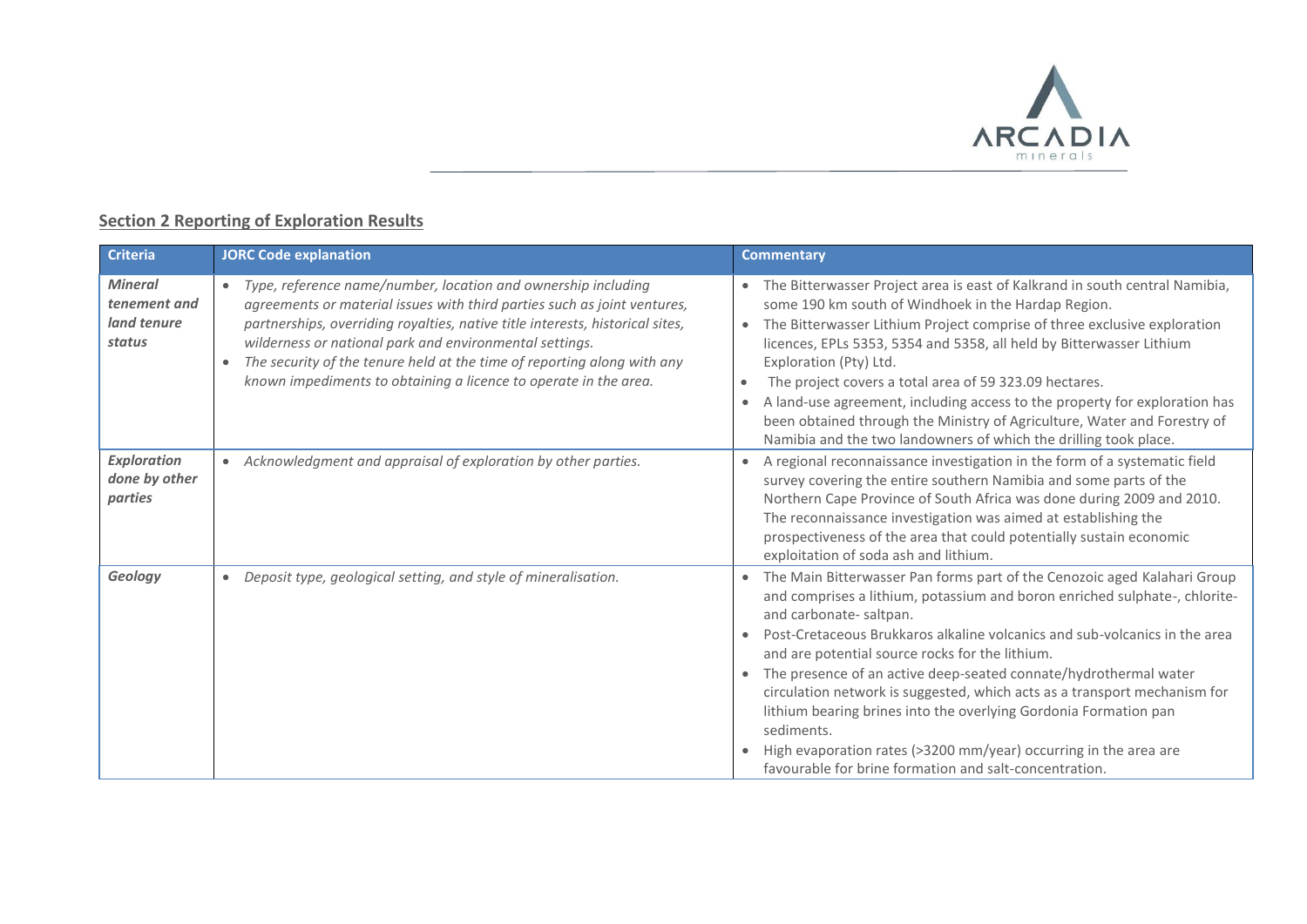## Section 2 Reporting of Exploration Results

| Criteria | JORC Code explanation | Commentary |
|---|---|---|
| ***Mineral tenement and land tenure status*** | • *Type, reference name/number, location and ownership including agreements or material issues with third parties such as joint ventures, partnerships, overriding royalties, native title interests, historical sites, wilderness or national park and environmental settings.*<br>• *The security of the tenure held at the time of reporting along with any known impediments to obtaining a licence to operate in the area.* | • The Bitterwasser Project area is east of Kalkrand in south central Namibia, some 190 km south of Windhoek in the Hardap Region.<br>• The Bitterwasser Lithium Project comprise of three exclusive exploration licences, EPLs 5353, 5354 and 5358, all held by Bitterwasser Lithium Exploration (Pty) Ltd.<br>• The project covers a total area of 59 323.09 hectares.<br>• A land-use agreement, including access to the property for exploration has been obtained through the Ministry of Agriculture, Water and Forestry of Namibia and the two landowners of which the drilling took place. |
| ***Exploration done by other parties*** | • *Acknowledgment and appraisal of exploration by other parties.* | • A regional reconnaissance investigation in the form of a systematic field survey covering the entire southern Namibia and some parts of the Northern Cape Province of South Africa was done during 2009 and 2010. The reconnaissance investigation was aimed at establishing the prospectiveness of the area that could potentially sustain economic exploitation of soda ash and lithium. |
| ***Geology*** | • *Deposit type, geological setting, and style of mineralisation.* | • The Main Bitterwasser Pan forms part of the Cenozoic aged Kalahari Group and comprises a lithium, potassium and boron enriched sulphate-, chlorite- and carbonate- saltpan.<br>• Post-Cretaceous Brukkaros alkaline volcanics and sub-volcanics in the area and are potential source rocks for the lithium.<br>• The presence of an active deep-seated connate/hydrothermal water circulation network is suggested, which acts as a transport mechanism for lithium bearing brines into the overlying Gordonia Formation pan sediments.<br>• High evaporation rates (>3200 mm/year) occurring in the area are favourable for brine formation and salt-concentration. |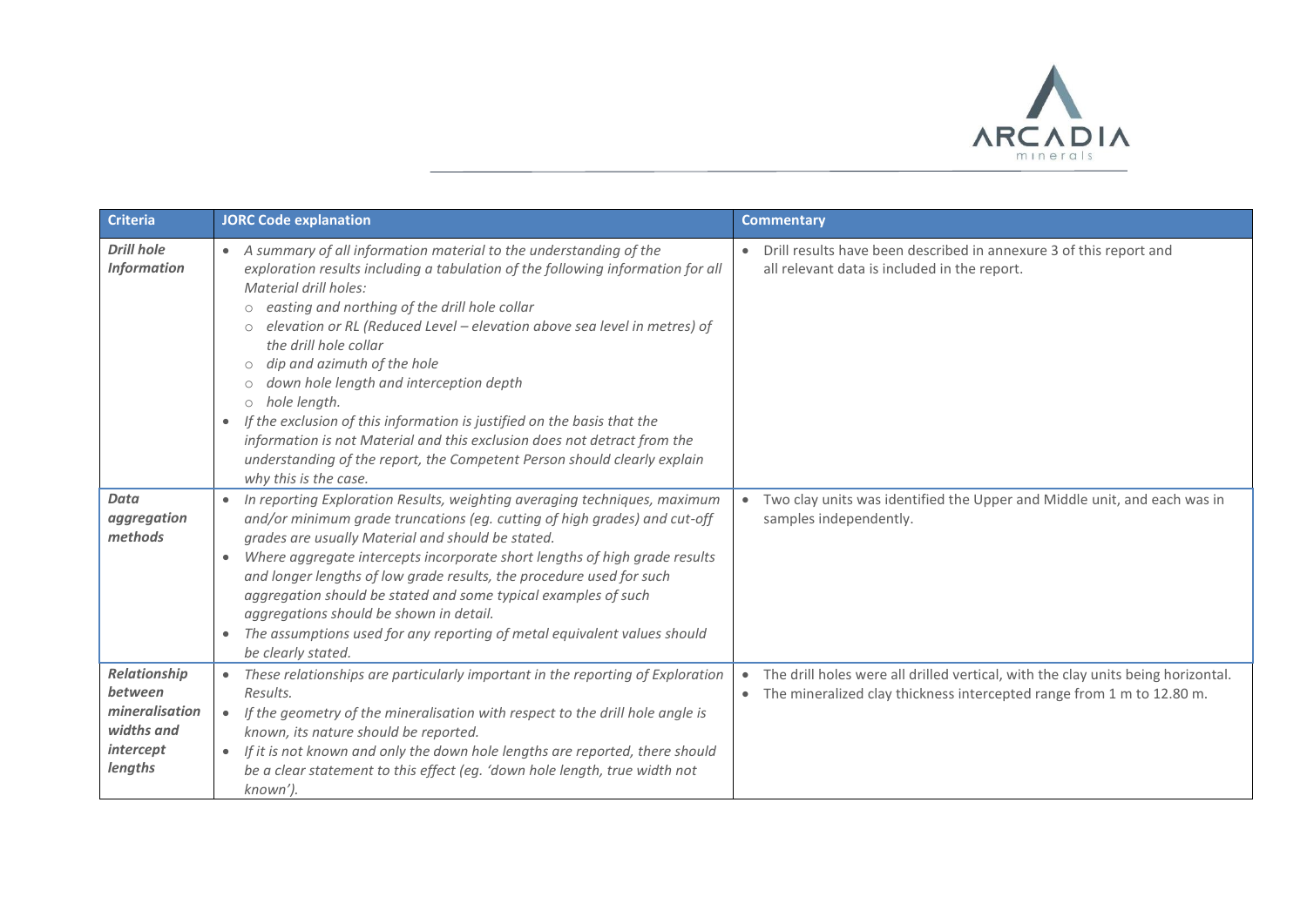| Criteria | JORC Code explanation | Commentary |
|---|---|---|
| ***Drill hole Information*** | • *A summary of all information material to the understanding of the exploration results including a tabulation of the following information for all Material drill holes:*<br>○ *easting and northing of the drill hole collar*<br>○ *elevation or RL (Reduced Level – elevation above sea level in metres) of the drill hole collar*<br>○ *dip and azimuth of the hole*<br>○ *down hole length and interception depth*<br>○ *hole length.*<br>• *If the exclusion of this information is justified on the basis that the information is not Material and this exclusion does not detract from the understanding of the report, the Competent Person should clearly explain why this is the case.* | • Drill results have been described in annexure 3 of this report and all relevant data is included in the report. |
| ***Data aggregation methods*** | • *In reporting Exploration Results, weighting averaging techniques, maximum and/or minimum grade truncations (eg. cutting of high grades) and cut-off grades are usually Material and should be stated.*<br>• *Where aggregate intercepts incorporate short lengths of high grade results and longer lengths of low grade results, the procedure used for such aggregation should be stated and some typical examples of such aggregations should be shown in detail.*<br>• *The assumptions used for any reporting of metal equivalent values should be clearly stated.* | • Two clay units was identified the Upper and Middle unit, and each was in samples independently. |
| ***Relationship between mineralisation widths and intercept lengths*** | • *These relationships are particularly important in the reporting of Exploration Results.*<br>• *If the geometry of the mineralisation with respect to the drill hole angle is known, its nature should be reported.*<br>• *If it is not known and only the down hole lengths are reported, there should be a clear statement to this effect (eg. 'down hole length, true width not known').* | • The drill holes were all drilled vertical, with the clay units being horizontal.<br>• The mineralized clay thickness intercepted range from 1 m to 12.80 m. |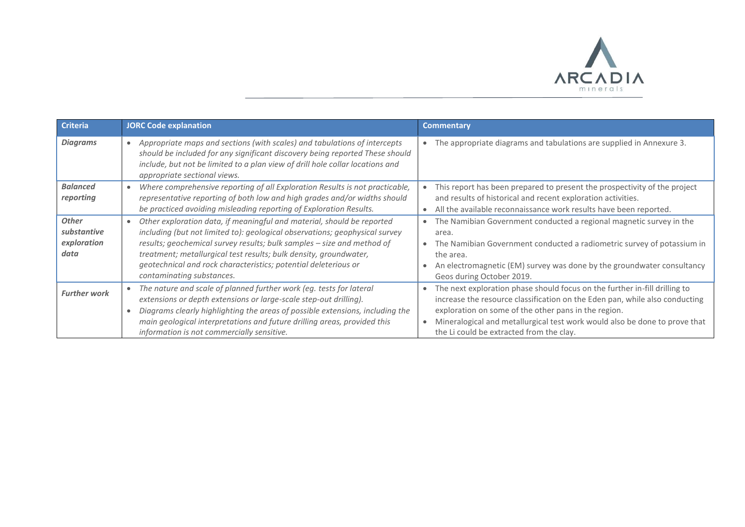| Criteria | JORC Code explanation | Commentary |
|---|---|---|
| ***Diagrams*** | • *Appropriate maps and sections (with scales) and tabulations of intercepts should be included for any significant discovery being reported These should include, but not be limited to a plan view of drill hole collar locations and appropriate sectional views.* | • The appropriate diagrams and tabulations are supplied in Annexure 3. |
| ***Balanced reporting*** | • *Where comprehensive reporting of all Exploration Results is not practicable, representative reporting of both low and high grades and/or widths should be practiced avoiding misleading reporting of Exploration Results.* | • This report has been prepared to present the prospectivity of the project and results of historical and recent exploration activities.<br>• All the available reconnaissance work results have been reported. |
| ***Other substantive exploration data*** | • *Other exploration data, if meaningful and material, should be reported including (but not limited to): geological observations; geophysical survey results; geochemical survey results; bulk samples – size and method of treatment; metallurgical test results; bulk density, groundwater, geotechnical and rock characteristics; potential deleterious or contaminating substances.* | • The Namibian Government conducted a regional magnetic survey in the area.<br>• The Namibian Government conducted a radiometric survey of potassium in the area.<br>• An electromagnetic (EM) survey was done by the groundwater consultancy Geos during October 2019. |
| ***Further work*** | • *The nature and scale of planned further work (eg. tests for lateral extensions or depth extensions or large-scale step-out drilling).*<br>• *Diagrams clearly highlighting the areas of possible extensions, including the main geological interpretations and future drilling areas, provided this information is not commercially sensitive.* | • The next exploration phase should focus on the further in-fill drilling to increase the resource classification on the Eden pan, while also conducting exploration on some of the other pans in the region.<br>• Mineralogical and metallurgical test work would also be done to prove that the Li could be extracted from the clay. |